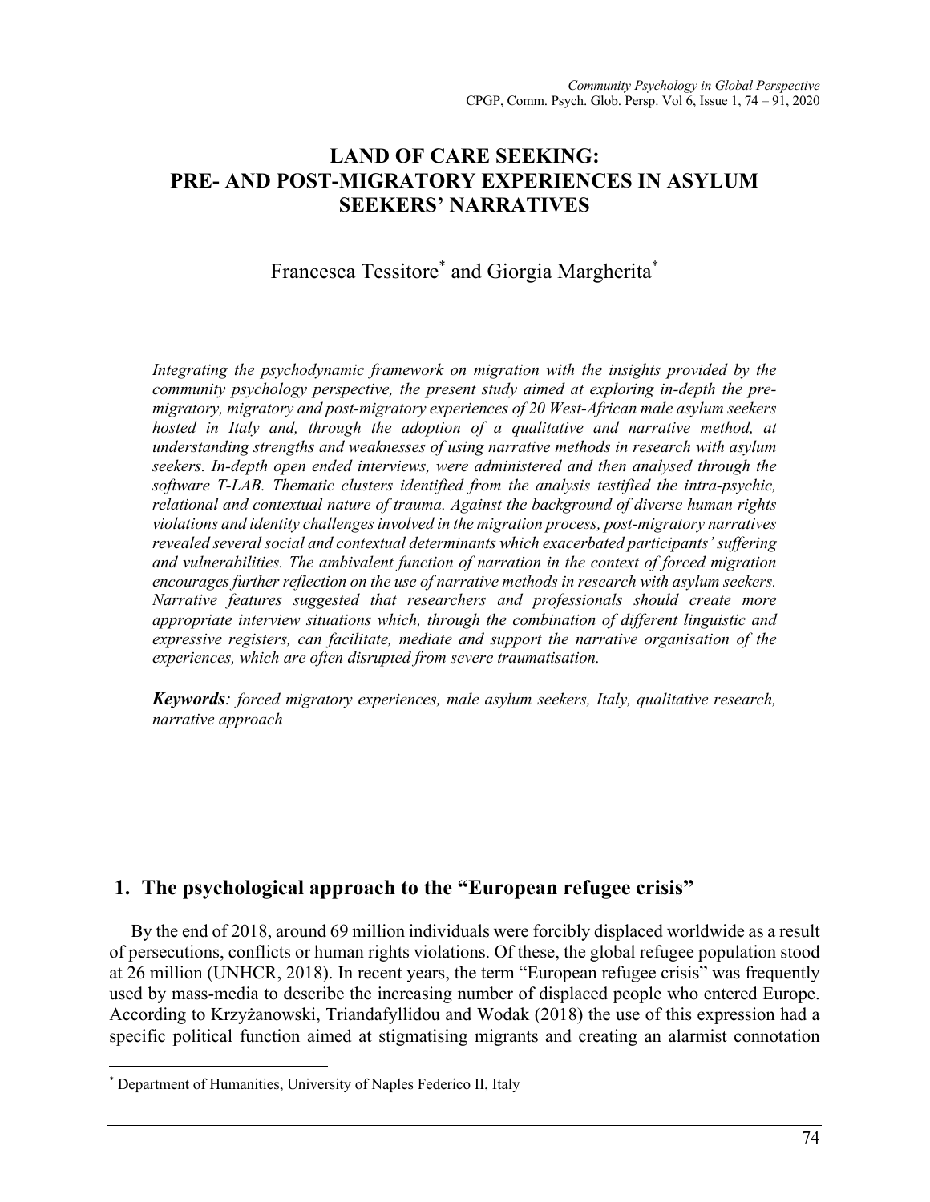# LAND OF CARE SEEKING: PRE- AND POST-MIGRATORY EXPERIENCES IN ASYLUM SEEKERS' NARRATIVES

Francesca Tessitore[*] and Giorgia Margherita[*]

*Integrating the psychodynamic framework on migration with the insights provided by the community psychology perspective, the present study aimed at exploring in-depth the pre-migratory, migratory and post-migratory experiences of 20 West-African male asylum seekers hosted in Italy and, through the adoption of a qualitative and narrative method, at understanding strengths and weaknesses of using narrative methods in research with asylum seekers. In-depth open ended interviews, were administered and then analysed through the software T-LAB. Thematic clusters identified from the analysis testified the intra-psychic, relational and contextual nature of trauma. Against the background of diverse human rights violations and identity challenges involved in the migration process, post-migratory narratives revealed several social and contextual determinants which exacerbated participants' suffering and vulnerabilities. The ambivalent function of narration in the context of forced migration encourages further reflection on the use of narrative methods in research with asylum seekers. Narrative features suggested that researchers and professionals should create more appropriate interview situations which, through the combination of different linguistic and expressive registers, can facilitate, mediate and support the narrative organisation of the experiences, which are often disrupted from severe traumatisation.*

***Keywords****: forced migratory experiences, male asylum seekers, Italy, qualitative research, narrative approach*

## 1. The psychological approach to the "European refugee crisis"

By the end of 2018, around 69 million individuals were forcibly displaced worldwide as a result of persecutions, conflicts or human rights violations. Of these, the global refugee population stood at 26 million (UNHCR, 2018). In recent years, the term "European refugee crisis" was frequently used by mass-media to describe the increasing number of displaced people who entered Europe. According to Krzyżanowski, Triandafyllidou and Wodak (2018) the use of this expression had a specific political function aimed at stigmatising migrants and creating an alarmist connotation

---

[*] Department of Humanities, University of Naples Federico II, Italy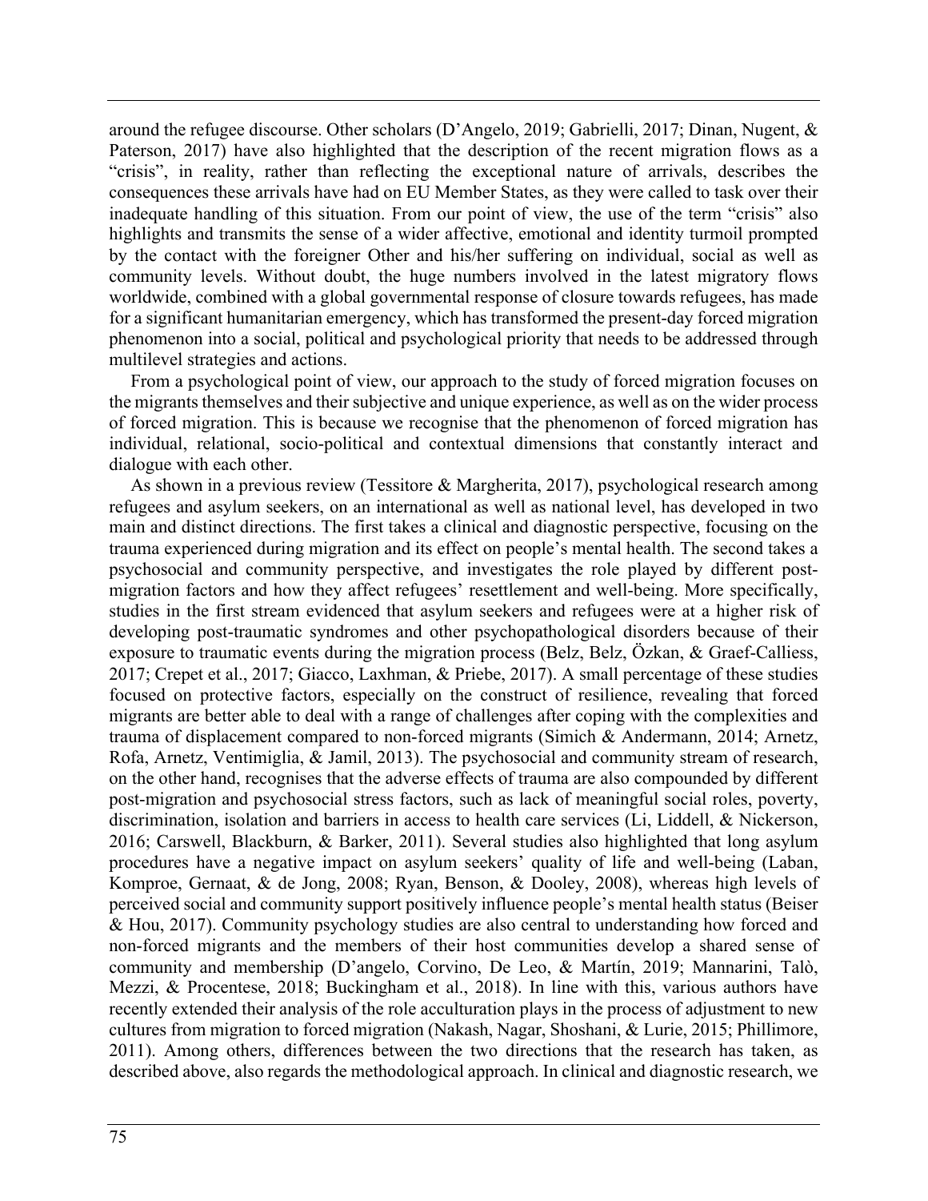around the refugee discourse. Other scholars (D'Angelo, 2019; Gabrielli, 2017; Dinan, Nugent, & Paterson, 2017) have also highlighted that the description of the recent migration flows as a "crisis", in reality, rather than reflecting the exceptional nature of arrivals, describes the consequences these arrivals have had on EU Member States, as they were called to task over their inadequate handling of this situation. From our point of view, the use of the term "crisis" also highlights and transmits the sense of a wider affective, emotional and identity turmoil prompted by the contact with the foreigner Other and his/her suffering on individual, social as well as community levels. Without doubt, the huge numbers involved in the latest migratory flows worldwide, combined with a global governmental response of closure towards refugees, has made for a significant humanitarian emergency, which has transformed the present-day forced migration phenomenon into a social, political and psychological priority that needs to be addressed through multilevel strategies and actions.

From a psychological point of view, our approach to the study of forced migration focuses on the migrants themselves and their subjective and unique experience, as well as on the wider process of forced migration. This is because we recognise that the phenomenon of forced migration has individual, relational, socio-political and contextual dimensions that constantly interact and dialogue with each other.

As shown in a previous review (Tessitore & Margherita, 2017), psychological research among refugees and asylum seekers, on an international as well as national level, has developed in two main and distinct directions. The first takes a clinical and diagnostic perspective, focusing on the trauma experienced during migration and its effect on people's mental health. The second takes a psychosocial and community perspective, and investigates the role played by different post-migration factors and how they affect refugees' resettlement and well-being. More specifically, studies in the first stream evidenced that asylum seekers and refugees were at a higher risk of developing post-traumatic syndromes and other psychopathological disorders because of their exposure to traumatic events during the migration process (Belz, Belz, Özkan, & Graef-Calliess, 2017; Crepet et al., 2017; Giacco, Laxhman, & Priebe, 2017). A small percentage of these studies focused on protective factors, especially on the construct of resilience, revealing that forced migrants are better able to deal with a range of challenges after coping with the complexities and trauma of displacement compared to non-forced migrants (Simich & Andermann, 2014; Arnetz, Rofa, Arnetz, Ventimiglia, & Jamil, 2013). The psychosocial and community stream of research, on the other hand, recognises that the adverse effects of trauma are also compounded by different post-migration and psychosocial stress factors, such as lack of meaningful social roles, poverty, discrimination, isolation and barriers in access to health care services (Li, Liddell, & Nickerson, 2016; Carswell, Blackburn, & Barker, 2011). Several studies also highlighted that long asylum procedures have a negative impact on asylum seekers' quality of life and well-being (Laban, Komproe, Gernaat, & de Jong, 2008; Ryan, Benson, & Dooley, 2008), whereas high levels of perceived social and community support positively influence people's mental health status (Beiser & Hou, 2017). Community psychology studies are also central to understanding how forced and non-forced migrants and the members of their host communities develop a shared sense of community and membership (D'angelo, Corvino, De Leo, & Martín, 2019; Mannarini, Talò, Mezzi, & Procentese, 2018; Buckingham et al., 2018). In line with this, various authors have recently extended their analysis of the role acculturation plays in the process of adjustment to new cultures from migration to forced migration (Nakash, Nagar, Shoshani, & Lurie, 2015; Phillimore, 2011). Among others, differences between the two directions that the research has taken, as described above, also regards the methodological approach. In clinical and diagnostic research, we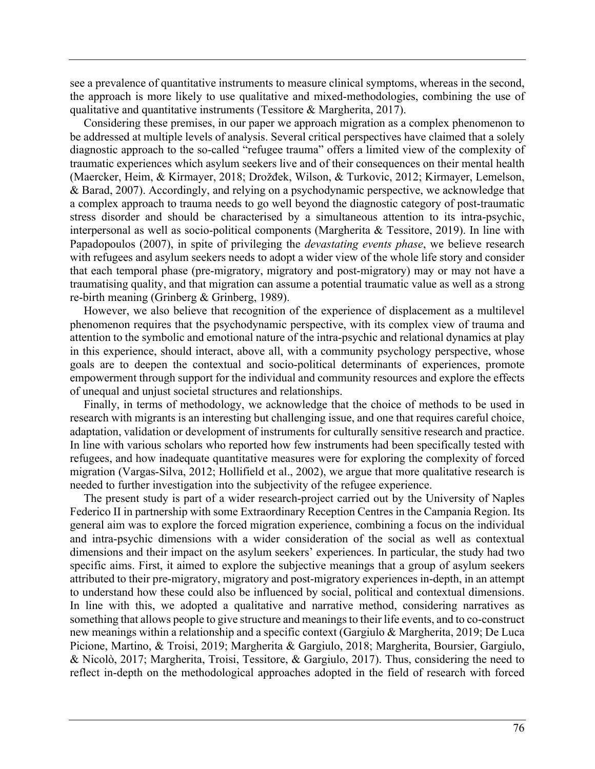see a prevalence of quantitative instruments to measure clinical symptoms, whereas in the second, the approach is more likely to use qualitative and mixed-methodologies, combining the use of qualitative and quantitative instruments (Tessitore & Margherita, 2017).

Considering these premises, in our paper we approach migration as a complex phenomenon to be addressed at multiple levels of analysis. Several critical perspectives have claimed that a solely diagnostic approach to the so-called "refugee trauma" offers a limited view of the complexity of traumatic experiences which asylum seekers live and of their consequences on their mental health (Maercker, Heim, & Kirmayer, 2018; Drožđek, Wilson, & Turkovic, 2012; Kirmayer, Lemelson, & Barad, 2007). Accordingly, and relying on a psychodynamic perspective, we acknowledge that a complex approach to trauma needs to go well beyond the diagnostic category of post-traumatic stress disorder and should be characterised by a simultaneous attention to its intra-psychic, interpersonal as well as socio-political components (Margherita & Tessitore, 2019). In line with Papadopoulos (2007), in spite of privileging the *devastating events phase*, we believe research with refugees and asylum seekers needs to adopt a wider view of the whole life story and consider that each temporal phase (pre-migratory, migratory and post-migratory) may or may not have a traumatising quality, and that migration can assume a potential traumatic value as well as a strong re-birth meaning (Grinberg & Grinberg, 1989).

However, we also believe that recognition of the experience of displacement as a multilevel phenomenon requires that the psychodynamic perspective, with its complex view of trauma and attention to the symbolic and emotional nature of the intra-psychic and relational dynamics at play in this experience, should interact, above all, with a community psychology perspective, whose goals are to deepen the contextual and socio-political determinants of experiences, promote empowerment through support for the individual and community resources and explore the effects of unequal and unjust societal structures and relationships.

Finally, in terms of methodology, we acknowledge that the choice of methods to be used in research with migrants is an interesting but challenging issue, and one that requires careful choice, adaptation, validation or development of instruments for culturally sensitive research and practice. In line with various scholars who reported how few instruments had been specifically tested with refugees, and how inadequate quantitative measures were for exploring the complexity of forced migration (Vargas-Silva, 2012; Hollifield et al., 2002), we argue that more qualitative research is needed to further investigation into the subjectivity of the refugee experience.

The present study is part of a wider research-project carried out by the University of Naples Federico II in partnership with some Extraordinary Reception Centres in the Campania Region. Its general aim was to explore the forced migration experience, combining a focus on the individual and intra-psychic dimensions with a wider consideration of the social as well as contextual dimensions and their impact on the asylum seekers' experiences. In particular, the study had two specific aims. First, it aimed to explore the subjective meanings that a group of asylum seekers attributed to their pre-migratory, migratory and post-migratory experiences in-depth, in an attempt to understand how these could also be influenced by social, political and contextual dimensions. In line with this, we adopted a qualitative and narrative method, considering narratives as something that allows people to give structure and meanings to their life events, and to co-construct new meanings within a relationship and a specific context (Gargiulo & Margherita, 2019; De Luca Picione, Martino, & Troisi, 2019; Margherita & Gargiulo, 2018; Margherita, Boursier, Gargiulo, & Nicolò, 2017; Margherita, Troisi, Tessitore, & Gargiulo, 2017). Thus, considering the need to reflect in-depth on the methodological approaches adopted in the field of research with forced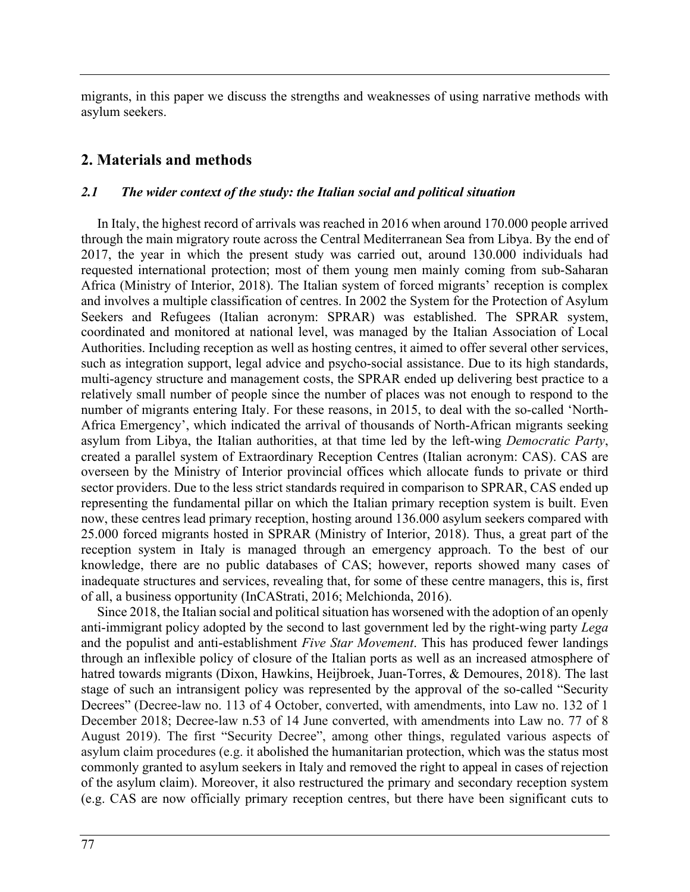migrants, in this paper we discuss the strengths and weaknesses of using narrative methods with asylum seekers.

## 2. Materials and methods

### *2.1 The wider context of the study: the Italian social and political situation*

In Italy, the highest record of arrivals was reached in 2016 when around 170.000 people arrived through the main migratory route across the Central Mediterranean Sea from Libya. By the end of 2017, the year in which the present study was carried out, around 130.000 individuals had requested international protection; most of them young men mainly coming from sub-Saharan Africa (Ministry of Interior, 2018). The Italian system of forced migrants' reception is complex and involves a multiple classification of centres. In 2002 the System for the Protection of Asylum Seekers and Refugees (Italian acronym: SPRAR) was established. The SPRAR system, coordinated and monitored at national level, was managed by the Italian Association of Local Authorities. Including reception as well as hosting centres, it aimed to offer several other services, such as integration support, legal advice and psycho-social assistance. Due to its high standards, multi-agency structure and management costs, the SPRAR ended up delivering best practice to a relatively small number of people since the number of places was not enough to respond to the number of migrants entering Italy. For these reasons, in 2015, to deal with the so-called 'North-Africa Emergency', which indicated the arrival of thousands of North-African migrants seeking asylum from Libya, the Italian authorities, at that time led by the left-wing *Democratic Party*, created a parallel system of Extraordinary Reception Centres (Italian acronym: CAS). CAS are overseen by the Ministry of Interior provincial offices which allocate funds to private or third sector providers. Due to the less strict standards required in comparison to SPRAR, CAS ended up representing the fundamental pillar on which the Italian primary reception system is built. Even now, these centres lead primary reception, hosting around 136.000 asylum seekers compared with 25.000 forced migrants hosted in SPRAR (Ministry of Interior, 2018). Thus, a great part of the reception system in Italy is managed through an emergency approach. To the best of our knowledge, there are no public databases of CAS; however, reports showed many cases of inadequate structures and services, revealing that, for some of these centre managers, this is, first of all, a business opportunity (InCAStrati, 2016; Melchionda, 2016).

Since 2018, the Italian social and political situation has worsened with the adoption of an openly anti-immigrant policy adopted by the second to last government led by the right-wing party *Lega* and the populist and anti-establishment *Five Star Movement*. This has produced fewer landings through an inflexible policy of closure of the Italian ports as well as an increased atmosphere of hatred towards migrants (Dixon, Hawkins, Heijbroek, Juan-Torres, & Demoures, 2018). The last stage of such an intransigent policy was represented by the approval of the so-called "Security Decrees" (Decree-law no. 113 of 4 October, converted, with amendments, into Law no. 132 of 1 December 2018; Decree-law n.53 of 14 June converted, with amendments into Law no. 77 of 8 August 2019). The first "Security Decree", among other things, regulated various aspects of asylum claim procedures (e.g. it abolished the humanitarian protection, which was the status most commonly granted to asylum seekers in Italy and removed the right to appeal in cases of rejection of the asylum claim). Moreover, it also restructured the primary and secondary reception system (e.g. CAS are now officially primary reception centres, but there have been significant cuts to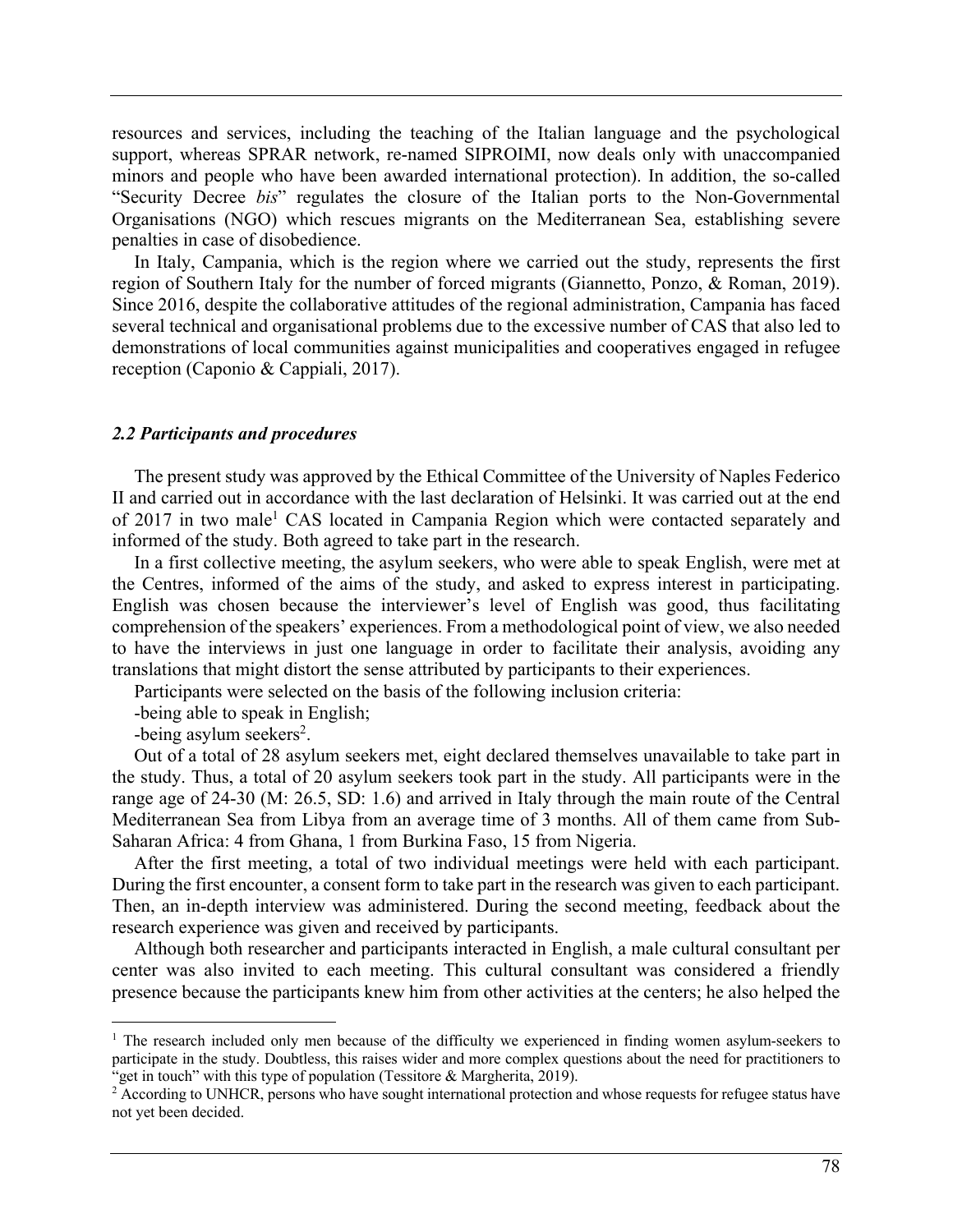resources and services, including the teaching of the Italian language and the psychological support, whereas SPRAR network, re-named SIPROIMI, now deals only with unaccompanied minors and people who have been awarded international protection). In addition, the so-called "Security Decree *bis*" regulates the closure of the Italian ports to the Non-Governmental Organisations (NGO) which rescues migrants on the Mediterranean Sea, establishing severe penalties in case of disobedience.

In Italy, Campania, which is the region where we carried out the study, represents the first region of Southern Italy for the number of forced migrants (Giannetto, Ponzo, & Roman, 2019). Since 2016, despite the collaborative attitudes of the regional administration, Campania has faced several technical and organisational problems due to the excessive number of CAS that also led to demonstrations of local communities against municipalities and cooperatives engaged in refugee reception (Caponio & Cappiali, 2017).

### *2.2 Participants and procedures*

The present study was approved by the Ethical Committee of the University of Naples Federico II and carried out in accordance with the last declaration of Helsinki. It was carried out at the end of 2017 in two male[1] CAS located in Campania Region which were contacted separately and informed of the study. Both agreed to take part in the research.

In a first collective meeting, the asylum seekers, who were able to speak English, were met at the Centres, informed of the aims of the study, and asked to express interest in participating. English was chosen because the interviewer's level of English was good, thus facilitating comprehension of the speakers' experiences. From a methodological point of view, we also needed to have the interviews in just one language in order to facilitate their analysis, avoiding any translations that might distort the sense attributed by participants to their experiences.

Participants were selected on the basis of the following inclusion criteria:

-being able to speak in English;

-being asylum seekers[2].

Out of a total of 28 asylum seekers met, eight declared themselves unavailable to take part in the study. Thus, a total of 20 asylum seekers took part in the study. All participants were in the range age of 24-30 (M: 26.5, SD: 1.6) and arrived in Italy through the main route of the Central Mediterranean Sea from Libya from an average time of 3 months. All of them came from Sub-Saharan Africa: 4 from Ghana, 1 from Burkina Faso, 15 from Nigeria.

After the first meeting, a total of two individual meetings were held with each participant. During the first encounter, a consent form to take part in the research was given to each participant. Then, an in-depth interview was administered. During the second meeting, feedback about the research experience was given and received by participants.

Although both researcher and participants interacted in English, a male cultural consultant per center was also invited to each meeting. This cultural consultant was considered a friendly presence because the participants knew him from other activities at the centers; he also helped the

[1] The research included only men because of the difficulty we experienced in finding women asylum-seekers to participate in the study. Doubtless, this raises wider and more complex questions about the need for practitioners to "get in touch" with this type of population (Tessitore & Margherita, 2019).

[2] According to UNHCR, persons who have sought international protection and whose requests for refugee status have not yet been decided.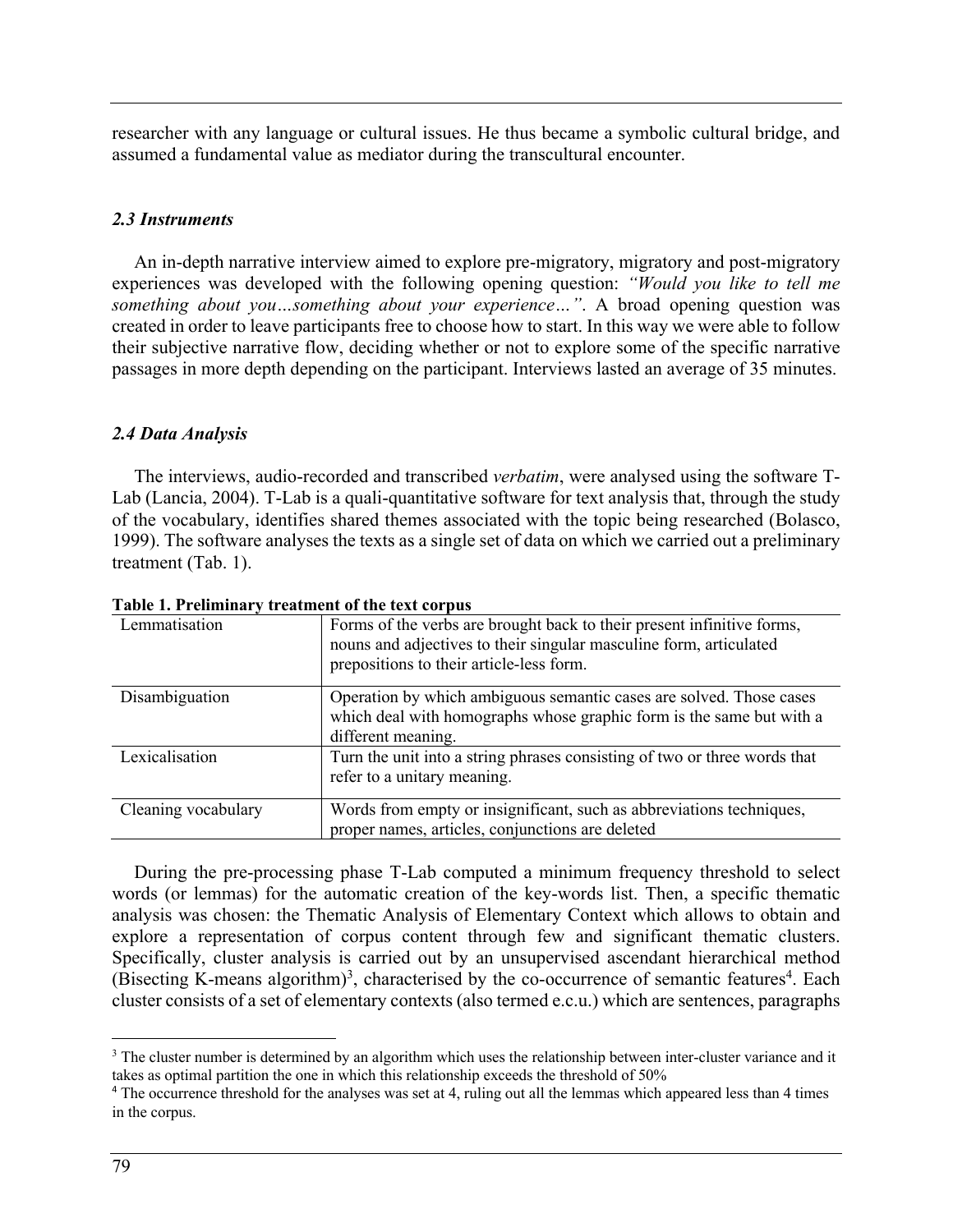researcher with any language or cultural issues. He thus became a symbolic cultural bridge, and assumed a fundamental value as mediator during the transcultural encounter.

### *2.3 Instruments*

An in-depth narrative interview aimed to explore pre-migratory, migratory and post-migratory experiences was developed with the following opening question: *"Would you like to tell me something about you…something about your experience…"*. A broad opening question was created in order to leave participants free to choose how to start. In this way we were able to follow their subjective narrative flow, deciding whether or not to explore some of the specific narrative passages in more depth depending on the participant. Interviews lasted an average of 35 minutes.

### *2.4 Data Analysis*

The interviews, audio-recorded and transcribed *verbatim*, were analysed using the software T-Lab (Lancia, 2004). T-Lab is a quali-quantitative software for text analysis that, through the study of the vocabulary, identifies shared themes associated with the topic being researched (Bolasco, 1999). The software analyses the texts as a single set of data on which we carried out a preliminary treatment (Tab. 1).

**Table 1. Preliminary treatment of the text corpus**

| | |
|---|---|
| Lemmatisation | Forms of the verbs are brought back to their present infinitive forms, nouns and adjectives to their singular masculine form, articulated prepositions to their article-less form. |
| Disambiguation | Operation by which ambiguous semantic cases are solved. Those cases which deal with homographs whose graphic form is the same but with a different meaning. |
| Lexicalisation | Turn the unit into a string phrases consisting of two or three words that refer to a unitary meaning. |
| Cleaning vocabulary | Words from empty or insignificant, such as abbreviations techniques, proper names, articles, conjunctions are deleted |

During the pre-processing phase T-Lab computed a minimum frequency threshold to select words (or lemmas) for the automatic creation of the key-words list. Then, a specific thematic analysis was chosen: the Thematic Analysis of Elementary Context which allows to obtain and explore a representation of corpus content through few and significant thematic clusters. Specifically, cluster analysis is carried out by an unsupervised ascendant hierarchical method (Bisecting K-means algorithm)[3], characterised by the co-occurrence of semantic features[4]. Each cluster consists of a set of elementary contexts (also termed e.c.u.) which are sentences, paragraphs

[3] The cluster number is determined by an algorithm which uses the relationship between inter-cluster variance and it takes as optimal partition the one in which this relationship exceeds the threshold of 50%

[4] The occurrence threshold for the analyses was set at 4, ruling out all the lemmas which appeared less than 4 times in the corpus.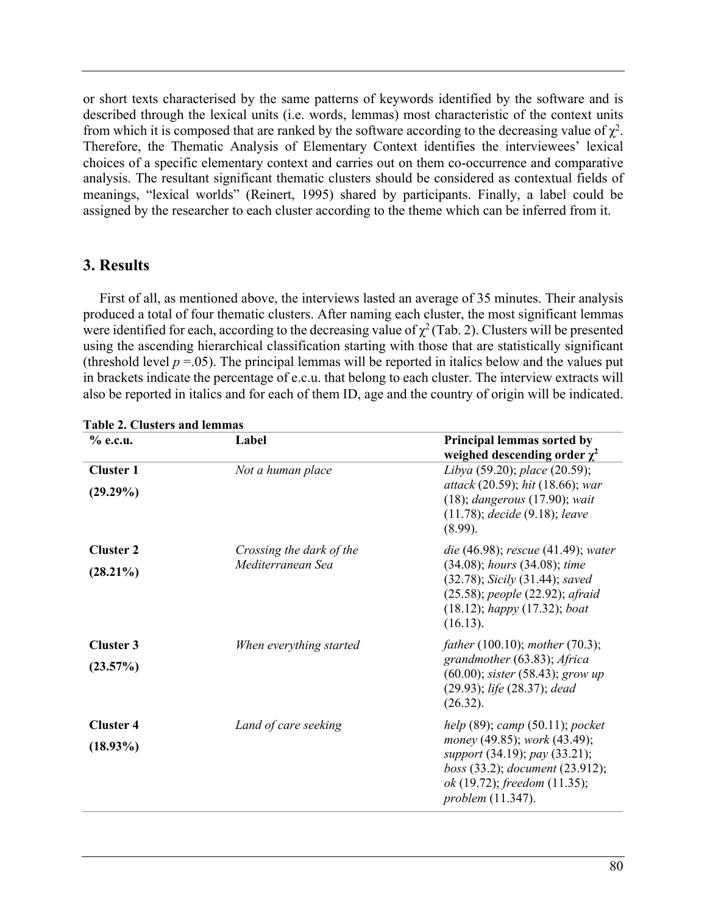or short texts characterised by the same patterns of keywords identified by the software and is described through the lexical units (i.e. words, lemmas) most characteristic of the context units from which it is composed that are ranked by the software according to the decreasing value of $\chi^2$. Therefore, the Thematic Analysis of Elementary Context identifies the interviewees' lexical choices of a specific elementary context and carries out on them co-occurrence and comparative analysis. The resultant significant thematic clusters should be considered as contextual fields of meanings, "lexical worlds" (Reinert, 1995) shared by participants. Finally, a label could be assigned by the researcher to each cluster according to the theme which can be inferred from it.

## 3. Results

First of all, as mentioned above, the interviews lasted an average of 35 minutes. Their analysis produced a total of four thematic clusters. After naming each cluster, the most significant lemmas were identified for each, according to the decreasing value of $\chi^2$ (Tab. 2). Clusters will be presented using the ascending hierarchical classification starting with those that are statistically significant (threshold level $p$ =.05). The principal lemmas will be reported in italics below and the values put in brackets indicate the percentage of e.c.u. that belong to each cluster. The interview extracts will also be reported in italics and for each of them ID, age and the country of origin will be indicated.

**Table 2. Clusters and lemmas**

| % e.c.u. | Label | Principal lemmas sorted by weighed descending order $\chi^2$ |
|---|---|---|
| **Cluster 1** **(29.29%)** | *Not a human place* | *Libya* (59.20); *place* (20.59); *attack* (20.59); *hit* (18.66); *war* (18); *dangerous* (17.90); *wait* (11.78); *decide* (9.18); *leave* (8.99). |
| **Cluster 2** **(28.21%)** | *Crossing the dark of the Mediterranean Sea* | *die* (46.98); *rescue* (41.49); *water* (34.08); *hours* (34.08); *time* (32.78); *Sicily* (31.44); *saved* (25.58); *people* (22.92); *afraid* (18.12); *happy* (17.32); *boat* (16.13). |
| **Cluster 3** **(23.57%)** | *When everything started* | *father* (100.10); *mother* (70.3); *grandmother* (63.83); *Africa* (60.00); *sister* (58.43); *grow up* (29.93); *life* (28.37); *dead* (26.32). |
| **Cluster 4** **(18.93%)** | *Land of care seeking* | *help* (89); *camp* (50.11); *pocket money* (49.85); *work* (43.49); *support* (34.19); *pay* (33.21); *boss* (33.2); *document* (23.912); *ok* (19.72); *freedom* (11.35); *problem* (11.347). |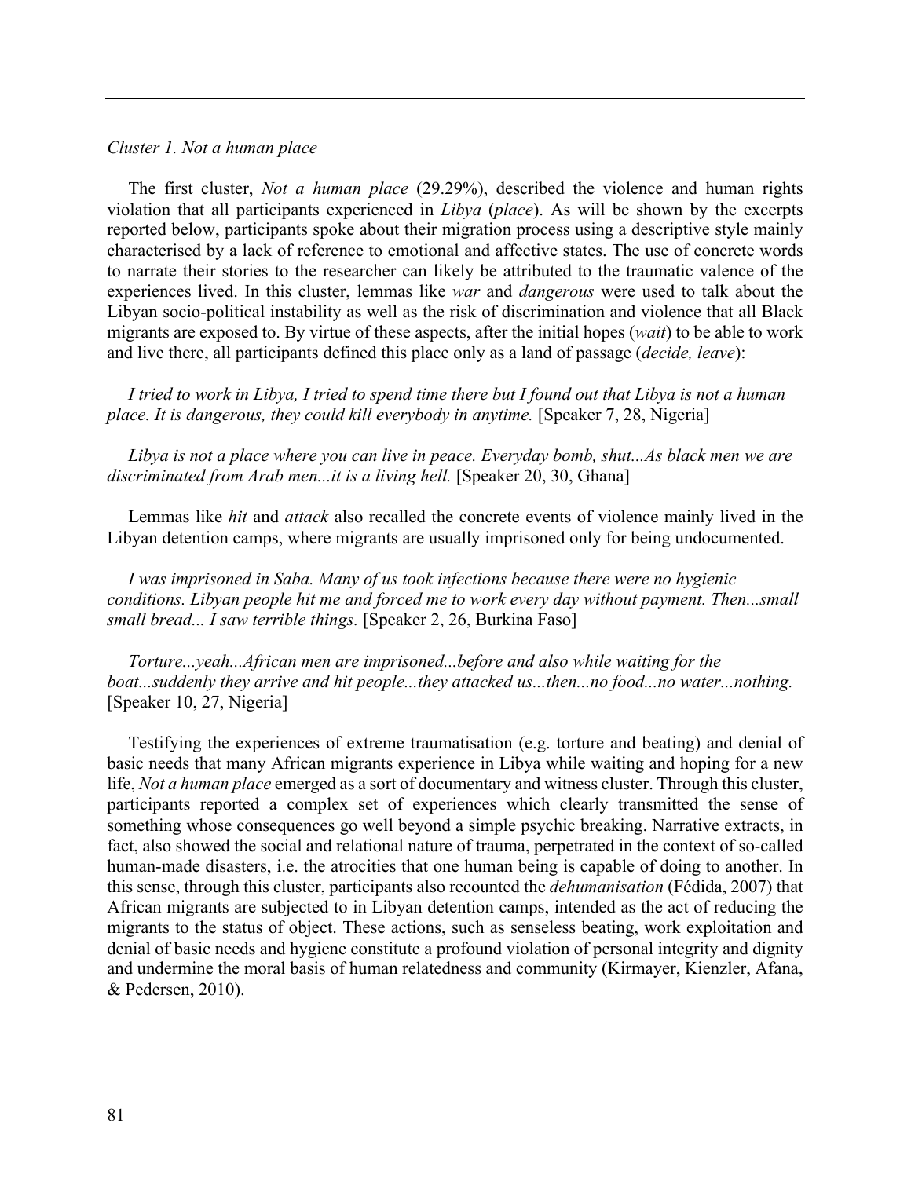*Cluster 1. Not a human place*

The first cluster, *Not a human place* (29.29%), described the violence and human rights violation that all participants experienced in *Libya* (*place*). As will be shown by the excerpts reported below, participants spoke about their migration process using a descriptive style mainly characterised by a lack of reference to emotional and affective states. The use of concrete words to narrate their stories to the researcher can likely be attributed to the traumatic valence of the experiences lived. In this cluster, lemmas like *war* and *dangerous* were used to talk about the Libyan socio-political instability as well as the risk of discrimination and violence that all Black migrants are exposed to. By virtue of these aspects, after the initial hopes (*wait*) to be able to work and live there, all participants defined this place only as a land of passage (*decide, leave*):

*I tried to work in Libya, I tried to spend time there but I found out that Libya is not a human place. It is dangerous, they could kill everybody in anytime.* [Speaker 7, 28, Nigeria]

*Libya is not a place where you can live in peace. Everyday bomb, shut...As black men we are discriminated from Arab men...it is a living hell.* [Speaker 20, 30, Ghana]

Lemmas like *hit* and *attack* also recalled the concrete events of violence mainly lived in the Libyan detention camps, where migrants are usually imprisoned only for being undocumented.

*I was imprisoned in Saba. Many of us took infections because there were no hygienic conditions. Libyan people hit me and forced me to work every day without payment. Then...small small bread... I saw terrible things.* [Speaker 2, 26, Burkina Faso]

*Torture...yeah...African men are imprisoned...before and also while waiting for the boat...suddenly they arrive and hit people...they attacked us...then...no food...no water...nothing.* [Speaker 10, 27, Nigeria]

Testifying the experiences of extreme traumatisation (e.g. torture and beating) and denial of basic needs that many African migrants experience in Libya while waiting and hoping for a new life, *Not a human place* emerged as a sort of documentary and witness cluster. Through this cluster, participants reported a complex set of experiences which clearly transmitted the sense of something whose consequences go well beyond a simple psychic breaking. Narrative extracts, in fact, also showed the social and relational nature of trauma, perpetrated in the context of so-called human-made disasters, i.e. the atrocities that one human being is capable of doing to another. In this sense, through this cluster, participants also recounted the *dehumanisation* (Fédida, 2007) that African migrants are subjected to in Libyan detention camps, intended as the act of reducing the migrants to the status of object. These actions, such as senseless beating, work exploitation and denial of basic needs and hygiene constitute a profound violation of personal integrity and dignity and undermine the moral basis of human relatedness and community (Kirmayer, Kienzler, Afana, & Pedersen, 2010).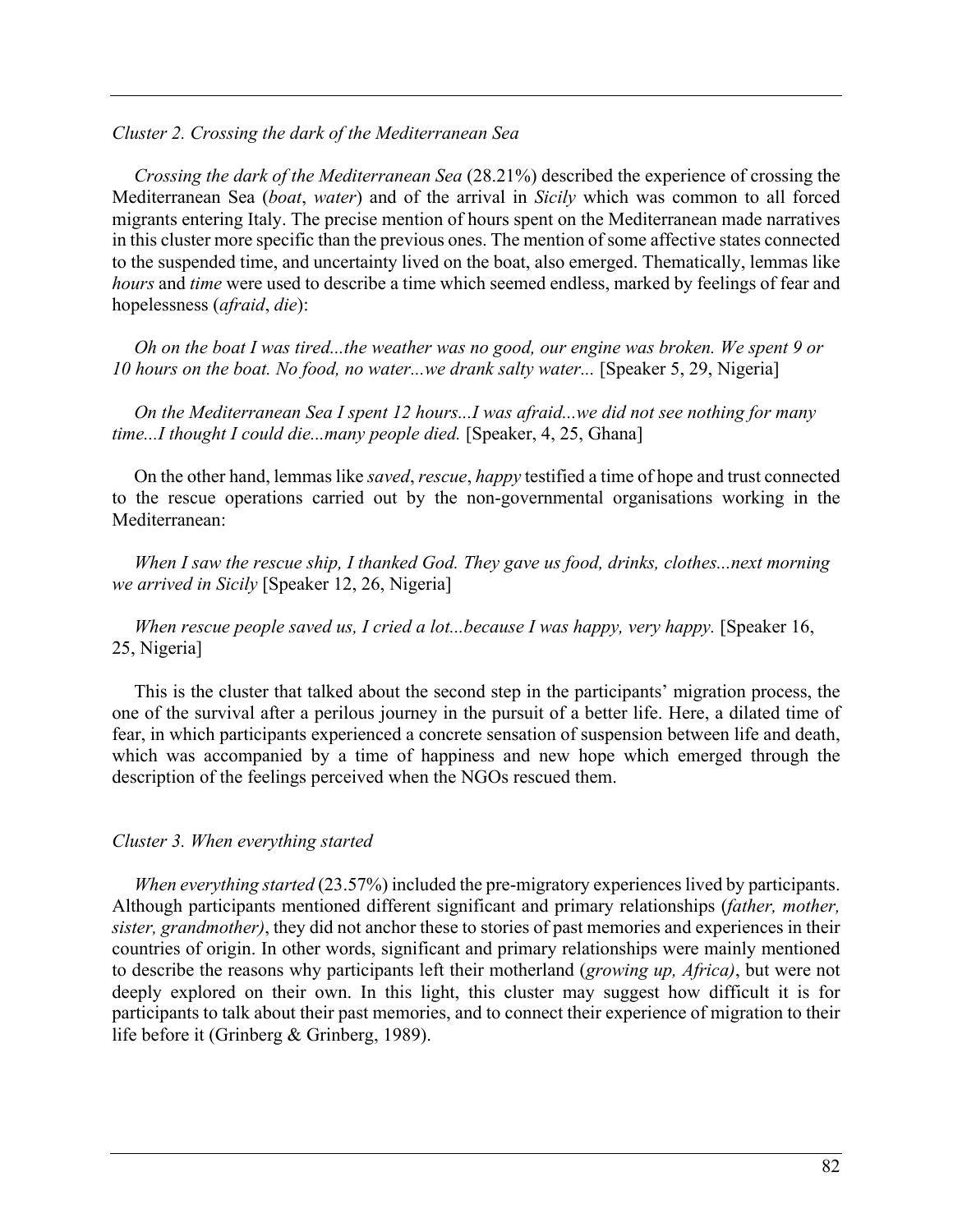*Cluster 2. Crossing the dark of the Mediterranean Sea*

*Crossing the dark of the Mediterranean Sea* (28.21%) described the experience of crossing the Mediterranean Sea (*boat*, *water*) and of the arrival in *Sicily* which was common to all forced migrants entering Italy. The precise mention of hours spent on the Mediterranean made narratives in this cluster more specific than the previous ones. The mention of some affective states connected to the suspended time, and uncertainty lived on the boat, also emerged. Thematically, lemmas like *hours* and *time* were used to describe a time which seemed endless, marked by feelings of fear and hopelessness (*afraid*, *die*):

*Oh on the boat I was tired...the weather was no good, our engine was broken. We spent 9 or 10 hours on the boat. No food, no water...we drank salty water...* [Speaker 5, 29, Nigeria]

*On the Mediterranean Sea I spent 12 hours...I was afraid...we did not see nothing for many time...I thought I could die...many people died.* [Speaker, 4, 25, Ghana]

On the other hand, lemmas like *saved*, *rescue*, *happy* testified a time of hope and trust connected to the rescue operations carried out by the non-governmental organisations working in the Mediterranean:

*When I saw the rescue ship, I thanked God. They gave us food, drinks, clothes...next morning we arrived in Sicily* [Speaker 12, 26, Nigeria]

*When rescue people saved us, I cried a lot...because I was happy, very happy.* [Speaker 16, 25, Nigeria]

This is the cluster that talked about the second step in the participants' migration process, the one of the survival after a perilous journey in the pursuit of a better life. Here, a dilated time of fear, in which participants experienced a concrete sensation of suspension between life and death, which was accompanied by a time of happiness and new hope which emerged through the description of the feelings perceived when the NGOs rescued them.

*Cluster 3. When everything started*

*When everything started* (23.57%) included the pre-migratory experiences lived by participants. Although participants mentioned different significant and primary relationships (*father, mother, sister, grandmother)*, they did not anchor these to stories of past memories and experiences in their countries of origin. In other words, significant and primary relationships were mainly mentioned to describe the reasons why participants left their motherland (*growing up, Africa)*, but were not deeply explored on their own. In this light, this cluster may suggest how difficult it is for participants to talk about their past memories, and to connect their experience of migration to their life before it (Grinberg & Grinberg, 1989).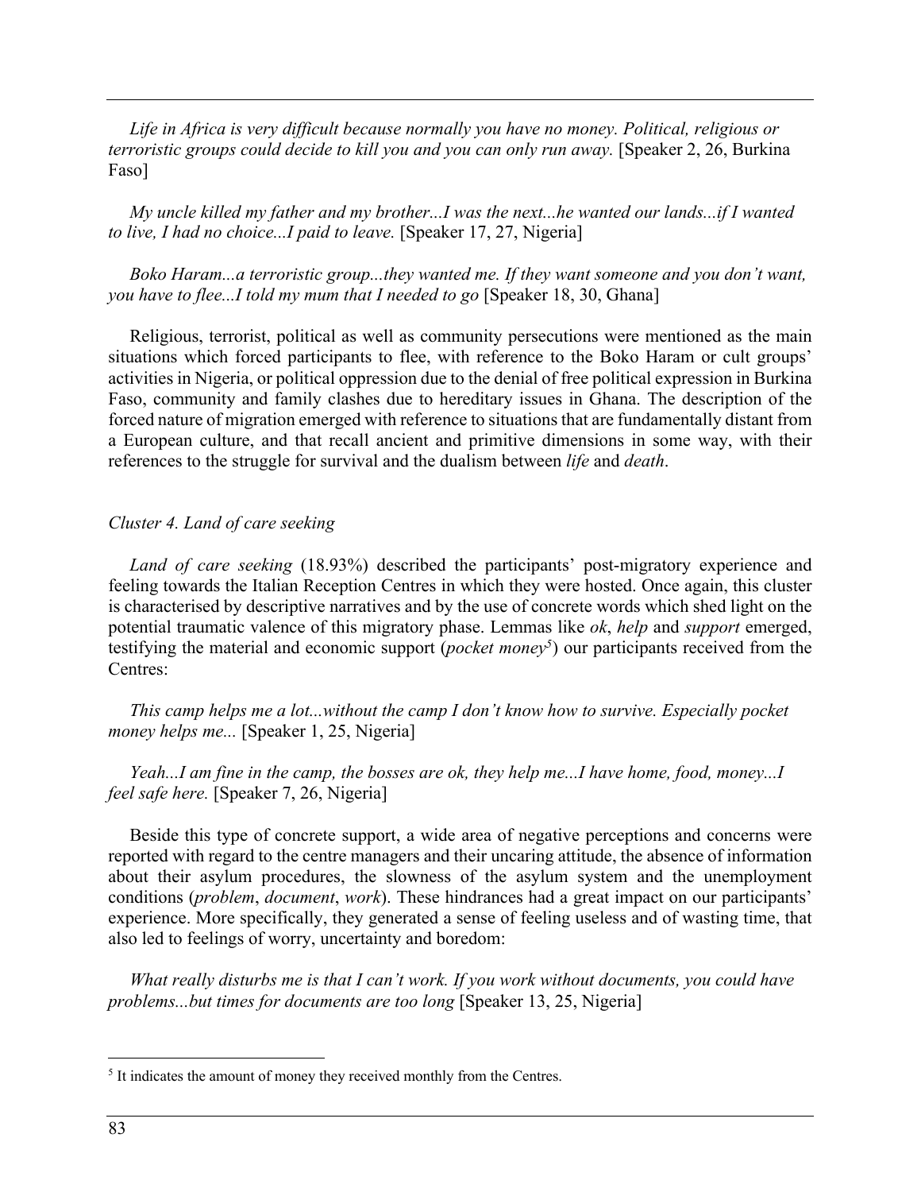*Life in Africa is very difficult because normally you have no money. Political, religious or terroristic groups could decide to kill you and you can only run away.* [Speaker 2, 26, Burkina Faso]

*My uncle killed my father and my brother...I was the next...he wanted our lands...if I wanted to live, I had no choice...I paid to leave.* [Speaker 17, 27, Nigeria]

*Boko Haram...a terroristic group...they wanted me. If they want someone and you don't want, you have to flee...I told my mum that I needed to go* [Speaker 18, 30, Ghana]

Religious, terrorist, political as well as community persecutions were mentioned as the main situations which forced participants to flee, with reference to the Boko Haram or cult groups' activities in Nigeria, or political oppression due to the denial of free political expression in Burkina Faso, community and family clashes due to hereditary issues in Ghana. The description of the forced nature of migration emerged with reference to situations that are fundamentally distant from a European culture, and that recall ancient and primitive dimensions in some way, with their references to the struggle for survival and the dualism between *life* and *death*.

### *Cluster 4. Land of care seeking*

*Land of care seeking* (18.93%) described the participants' post-migratory experience and feeling towards the Italian Reception Centres in which they were hosted. Once again, this cluster is characterised by descriptive narratives and by the use of concrete words which shed light on the potential traumatic valence of this migratory phase. Lemmas like *ok*, *help* and *support* emerged, testifying the material and economic support (*pocket money*[5]) our participants received from the Centres:

*This camp helps me a lot...without the camp I don't know how to survive. Especially pocket money helps me...* [Speaker 1, 25, Nigeria]

*Yeah...I am fine in the camp, the bosses are ok, they help me...I have home, food, money...I feel safe here.* [Speaker 7, 26, Nigeria]

Beside this type of concrete support, a wide area of negative perceptions and concerns were reported with regard to the centre managers and their uncaring attitude, the absence of information about their asylum procedures, the slowness of the asylum system and the unemployment conditions (*problem*, *document*, *work*). These hindrances had a great impact on our participants' experience. More specifically, they generated a sense of feeling useless and of wasting time, that also led to feelings of worry, uncertainty and boredom:

*What really disturbs me is that I can't work. If you work without documents, you could have problems...but times for documents are too long* [Speaker 13, 25, Nigeria]

[5] It indicates the amount of money they received monthly from the Centres.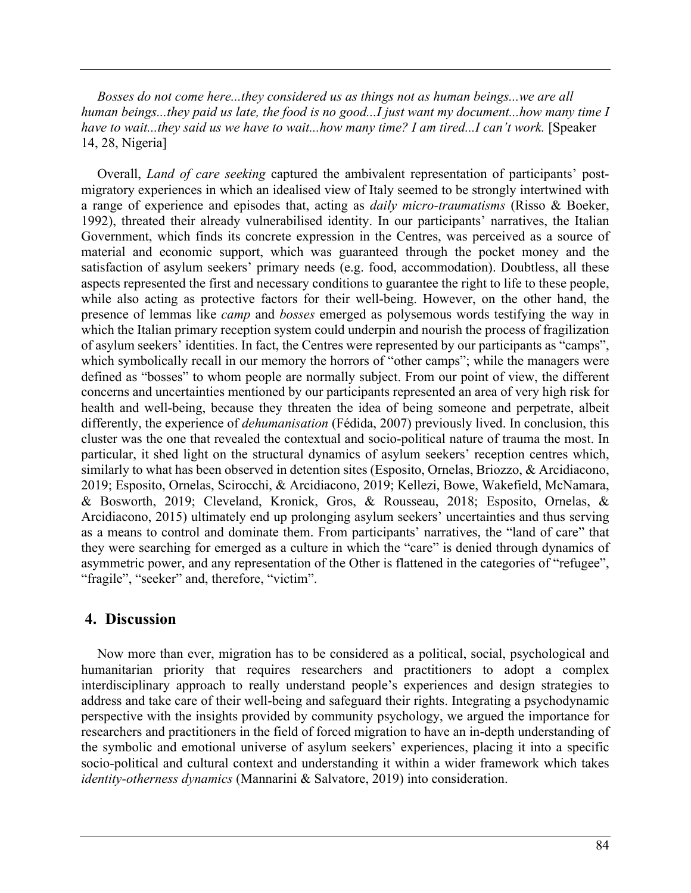*Bosses do not come here...they considered us as things not as human beings...we are all human beings...they paid us late, the food is no good...I just want my document...how many time I have to wait...they said us we have to wait...how many time? I am tired...I can't work.* [Speaker 14, 28, Nigeria]

Overall, *Land of care seeking* captured the ambivalent representation of participants' post-migratory experiences in which an idealised view of Italy seemed to be strongly intertwined with a range of experience and episodes that, acting as *daily micro-traumatisms* (Risso & Boeker, 1992), threated their already vulnerabilised identity. In our participants' narratives, the Italian Government, which finds its concrete expression in the Centres, was perceived as a source of material and economic support, which was guaranteed through the pocket money and the satisfaction of asylum seekers' primary needs (e.g. food, accommodation). Doubtless, all these aspects represented the first and necessary conditions to guarantee the right to life to these people, while also acting as protective factors for their well-being. However, on the other hand, the presence of lemmas like *camp* and *bosses* emerged as polysemous words testifying the way in which the Italian primary reception system could underpin and nourish the process of fragilization of asylum seekers' identities. In fact, the Centres were represented by our participants as "camps", which symbolically recall in our memory the horrors of "other camps"; while the managers were defined as "bosses" to whom people are normally subject. From our point of view, the different concerns and uncertainties mentioned by our participants represented an area of very high risk for health and well-being, because they threaten the idea of being someone and perpetrate, albeit differently, the experience of *dehumanisation* (Fédida, 2007) previously lived. In conclusion, this cluster was the one that revealed the contextual and socio-political nature of trauma the most. In particular, it shed light on the structural dynamics of asylum seekers' reception centres which, similarly to what has been observed in detention sites (Esposito, Ornelas, Briozzo, & Arcidiacono, 2019; Esposito, Ornelas, Scirocchi, & Arcidiacono, 2019; Kellezi, Bowe, Wakefield, McNamara, & Bosworth, 2019; Cleveland, Kronick, Gros, & Rousseau, 2018; Esposito, Ornelas, & Arcidiacono, 2015) ultimately end up prolonging asylum seekers' uncertainties and thus serving as a means to control and dominate them. From participants' narratives, the "land of care" that they were searching for emerged as a culture in which the "care" is denied through dynamics of asymmetric power, and any representation of the Other is flattened in the categories of "refugee", "fragile", "seeker" and, therefore, "victim".

## 4. Discussion

Now more than ever, migration has to be considered as a political, social, psychological and humanitarian priority that requires researchers and practitioners to adopt a complex interdisciplinary approach to really understand people's experiences and design strategies to address and take care of their well-being and safeguard their rights. Integrating a psychodynamic perspective with the insights provided by community psychology, we argued the importance for researchers and practitioners in the field of forced migration to have an in-depth understanding of the symbolic and emotional universe of asylum seekers' experiences, placing it into a specific socio-political and cultural context and understanding it within a wider framework which takes *identity-otherness dynamics* (Mannarini & Salvatore, 2019) into consideration.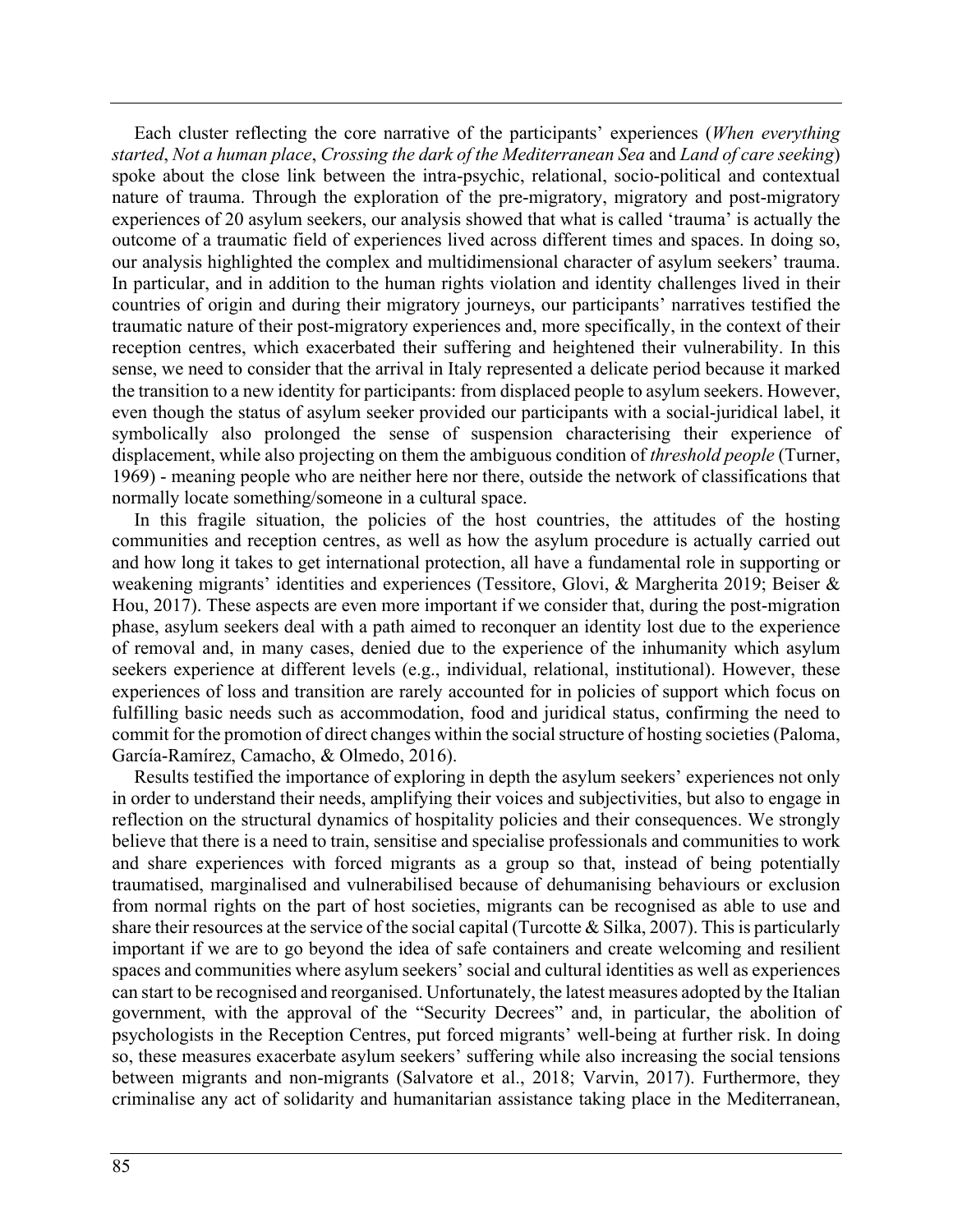Each cluster reflecting the core narrative of the participants' experiences (*When everything started*, *Not a human place*, *Crossing the dark of the Mediterranean Sea* and *Land of care seeking*) spoke about the close link between the intra-psychic, relational, socio-political and contextual nature of trauma. Through the exploration of the pre-migratory, migratory and post-migratory experiences of 20 asylum seekers, our analysis showed that what is called 'trauma' is actually the outcome of a traumatic field of experiences lived across different times and spaces. In doing so, our analysis highlighted the complex and multidimensional character of asylum seekers' trauma. In particular, and in addition to the human rights violation and identity challenges lived in their countries of origin and during their migratory journeys, our participants' narratives testified the traumatic nature of their post-migratory experiences and, more specifically, in the context of their reception centres, which exacerbated their suffering and heightened their vulnerability. In this sense, we need to consider that the arrival in Italy represented a delicate period because it marked the transition to a new identity for participants: from displaced people to asylum seekers. However, even though the status of asylum seeker provided our participants with a social-juridical label, it symbolically also prolonged the sense of suspension characterising their experience of displacement, while also projecting on them the ambiguous condition of *threshold people* (Turner, 1969) - meaning people who are neither here nor there, outside the network of classifications that normally locate something/someone in a cultural space.

In this fragile situation, the policies of the host countries, the attitudes of the hosting communities and reception centres, as well as how the asylum procedure is actually carried out and how long it takes to get international protection, all have a fundamental role in supporting or weakening migrants' identities and experiences (Tessitore, Glovi, & Margherita 2019; Beiser & Hou, 2017). These aspects are even more important if we consider that, during the post-migration phase, asylum seekers deal with a path aimed to reconquer an identity lost due to the experience of removal and, in many cases, denied due to the experience of the inhumanity which asylum seekers experience at different levels (e.g., individual, relational, institutional). However, these experiences of loss and transition are rarely accounted for in policies of support which focus on fulfilling basic needs such as accommodation, food and juridical status, confirming the need to commit for the promotion of direct changes within the social structure of hosting societies (Paloma, García-Ramírez, Camacho, & Olmedo, 2016).

Results testified the importance of exploring in depth the asylum seekers' experiences not only in order to understand their needs, amplifying their voices and subjectivities, but also to engage in reflection on the structural dynamics of hospitality policies and their consequences. We strongly believe that there is a need to train, sensitise and specialise professionals and communities to work and share experiences with forced migrants as a group so that, instead of being potentially traumatised, marginalised and vulnerabilised because of dehumanising behaviours or exclusion from normal rights on the part of host societies, migrants can be recognised as able to use and share their resources at the service of the social capital (Turcotte & Silka, 2007). This is particularly important if we are to go beyond the idea of safe containers and create welcoming and resilient spaces and communities where asylum seekers' social and cultural identities as well as experiences can start to be recognised and reorganised. Unfortunately, the latest measures adopted by the Italian government, with the approval of the "Security Decrees" and, in particular, the abolition of psychologists in the Reception Centres, put forced migrants' well-being at further risk. In doing so, these measures exacerbate asylum seekers' suffering while also increasing the social tensions between migrants and non-migrants (Salvatore et al., 2018; Varvin, 2017). Furthermore, they criminalise any act of solidarity and humanitarian assistance taking place in the Mediterranean,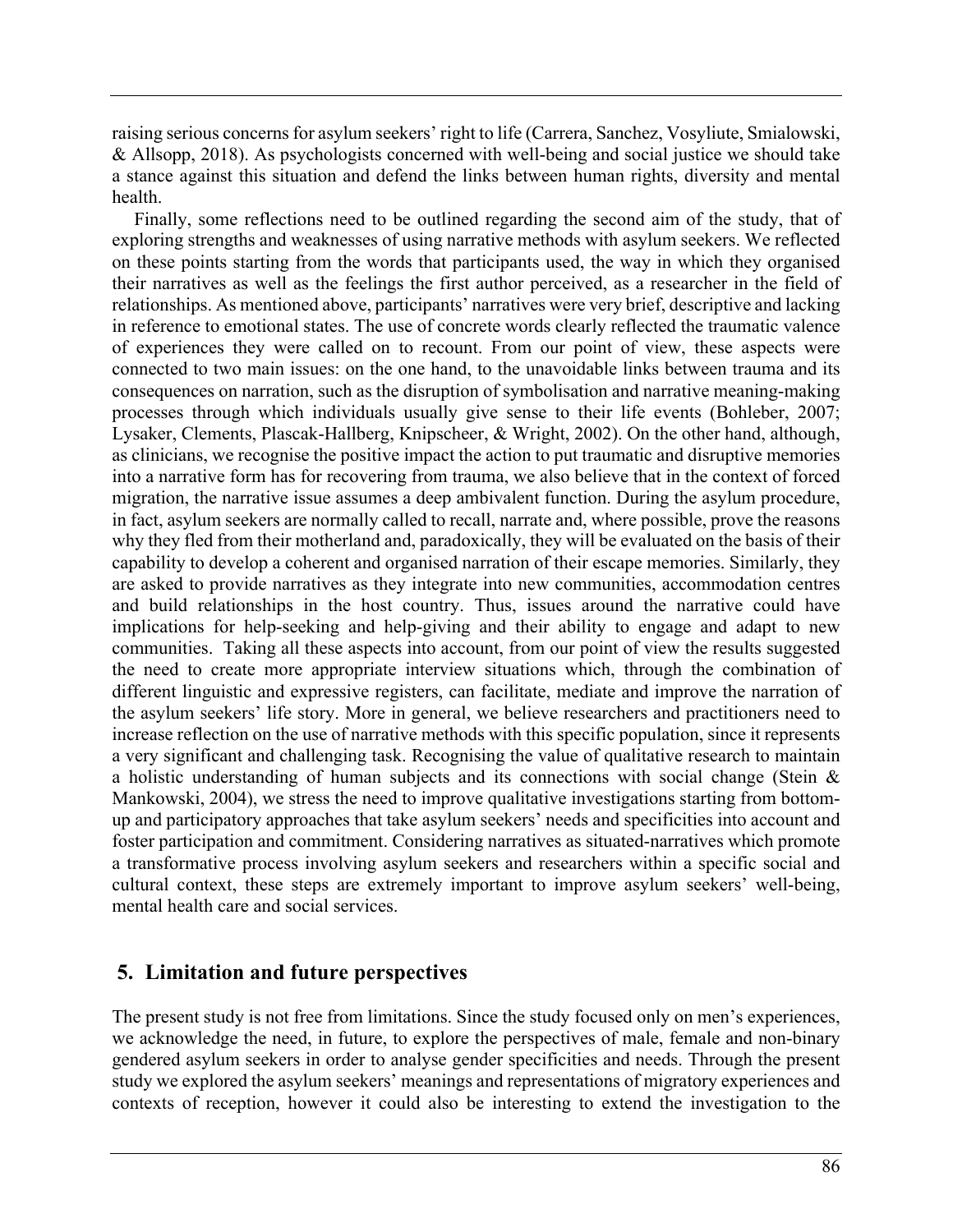raising serious concerns for asylum seekers' right to life (Carrera, Sanchez, Vosyliute, Smialowski, & Allsopp, 2018). As psychologists concerned with well-being and social justice we should take a stance against this situation and defend the links between human rights, diversity and mental health.

Finally, some reflections need to be outlined regarding the second aim of the study, that of exploring strengths and weaknesses of using narrative methods with asylum seekers. We reflected on these points starting from the words that participants used, the way in which they organised their narratives as well as the feelings the first author perceived, as a researcher in the field of relationships. As mentioned above, participants' narratives were very brief, descriptive and lacking in reference to emotional states. The use of concrete words clearly reflected the traumatic valence of experiences they were called on to recount. From our point of view, these aspects were connected to two main issues: on the one hand, to the unavoidable links between trauma and its consequences on narration, such as the disruption of symbolisation and narrative meaning-making processes through which individuals usually give sense to their life events (Bohleber, 2007; Lysaker, Clements, Plascak-Hallberg, Knipscheer, & Wright, 2002). On the other hand, although, as clinicians, we recognise the positive impact the action to put traumatic and disruptive memories into a narrative form has for recovering from trauma, we also believe that in the context of forced migration, the narrative issue assumes a deep ambivalent function. During the asylum procedure, in fact, asylum seekers are normally called to recall, narrate and, where possible, prove the reasons why they fled from their motherland and, paradoxically, they will be evaluated on the basis of their capability to develop a coherent and organised narration of their escape memories. Similarly, they are asked to provide narratives as they integrate into new communities, accommodation centres and build relationships in the host country. Thus, issues around the narrative could have implications for help-seeking and help-giving and their ability to engage and adapt to new communities. Taking all these aspects into account, from our point of view the results suggested the need to create more appropriate interview situations which, through the combination of different linguistic and expressive registers, can facilitate, mediate and improve the narration of the asylum seekers' life story. More in general, we believe researchers and practitioners need to increase reflection on the use of narrative methods with this specific population, since it represents a very significant and challenging task. Recognising the value of qualitative research to maintain a holistic understanding of human subjects and its connections with social change (Stein & Mankowski, 2004), we stress the need to improve qualitative investigations starting from bottom-up and participatory approaches that take asylum seekers' needs and specificities into account and foster participation and commitment. Considering narratives as situated-narratives which promote a transformative process involving asylum seekers and researchers within a specific social and cultural context, these steps are extremely important to improve asylum seekers' well-being, mental health care and social services.

## 5. Limitation and future perspectives

The present study is not free from limitations. Since the study focused only on men's experiences, we acknowledge the need, in future, to explore the perspectives of male, female and non-binary gendered asylum seekers in order to analyse gender specificities and needs. Through the present study we explored the asylum seekers' meanings and representations of migratory experiences and contexts of reception, however it could also be interesting to extend the investigation to the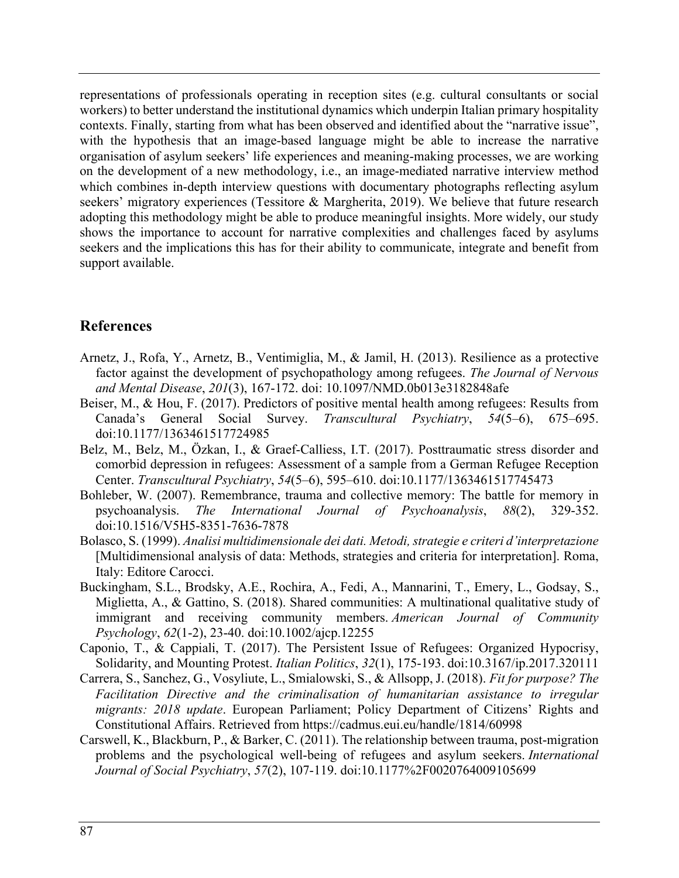representations of professionals operating in reception sites (e.g. cultural consultants or social workers) to better understand the institutional dynamics which underpin Italian primary hospitality contexts. Finally, starting from what has been observed and identified about the "narrative issue", with the hypothesis that an image-based language might be able to increase the narrative organisation of asylum seekers' life experiences and meaning-making processes, we are working on the development of a new methodology, i.e., an image-mediated narrative interview method which combines in-depth interview questions with documentary photographs reflecting asylum seekers' migratory experiences (Tessitore & Margherita, 2019). We believe that future research adopting this methodology might be able to produce meaningful insights. More widely, our study shows the importance to account for narrative complexities and challenges faced by asylums seekers and the implications this has for their ability to communicate, integrate and benefit from support available.

## References

Arnetz, J., Rofa, Y., Arnetz, B., Ventimiglia, M., & Jamil, H. (2013). Resilience as a protective factor against the development of psychopathology among refugees. *The Journal of Nervous and Mental Disease*, *201*(3), 167-172. doi: 10.1097/NMD.0b013e3182848afe

Beiser, M., & Hou, F. (2017). Predictors of positive mental health among refugees: Results from Canada's General Social Survey. *Transcultural Psychiatry*, *54*(5–6), 675–695. doi:10.1177/1363461517724985

Belz, M., Belz, M., Özkan, I., & Graef-Calliess, I.T. (2017). Posttraumatic stress disorder and comorbid depression in refugees: Assessment of a sample from a German Refugee Reception Center. *Transcultural Psychiatry*, *54*(5–6), 595–610. doi:10.1177/1363461517745473

Bohleber, W. (2007). Remembrance, trauma and collective memory: The battle for memory in psychoanalysis. *The International Journal of Psychoanalysis*, *88*(2), 329-352. doi:10.1516/V5H5-8351-7636-7878

Bolasco, S. (1999). *Analisi multidimensionale dei dati. Metodi, strategie e criteri d'interpretazione* [Multidimensional analysis of data: Methods, strategies and criteria for interpretation]. Roma, Italy: Editore Carocci.

Buckingham, S.L., Brodsky, A.E., Rochira, A., Fedi, A., Mannarini, T., Emery, L., Godsay, S., Miglietta, A., & Gattino, S. (2018). Shared communities: A multinational qualitative study of immigrant and receiving community members. *American Journal of Community Psychology*, *62*(1-2), 23-40. doi:10.1002/ajcp.12255

Caponio, T., & Cappiali, T. (2017). The Persistent Issue of Refugees: Organized Hypocrisy, Solidarity, and Mounting Protest. *Italian Politics*, *32*(1), 175-193. doi:10.3167/ip.2017.320111

Carrera, S., Sanchez, G., Vosyliute, L., Smialowski, S., & Allsopp, J. (2018). *Fit for purpose? The Facilitation Directive and the criminalisation of humanitarian assistance to irregular migrants: 2018 update*. European Parliament; Policy Department of Citizens' Rights and Constitutional Affairs. Retrieved from https://cadmus.eui.eu/handle/1814/60998

Carswell, K., Blackburn, P., & Barker, C. (2011). The relationship between trauma, post-migration problems and the psychological well-being of refugees and asylum seekers. *International Journal of Social Psychiatry*, *57*(2), 107-119. doi:10.1177%2F0020764009105699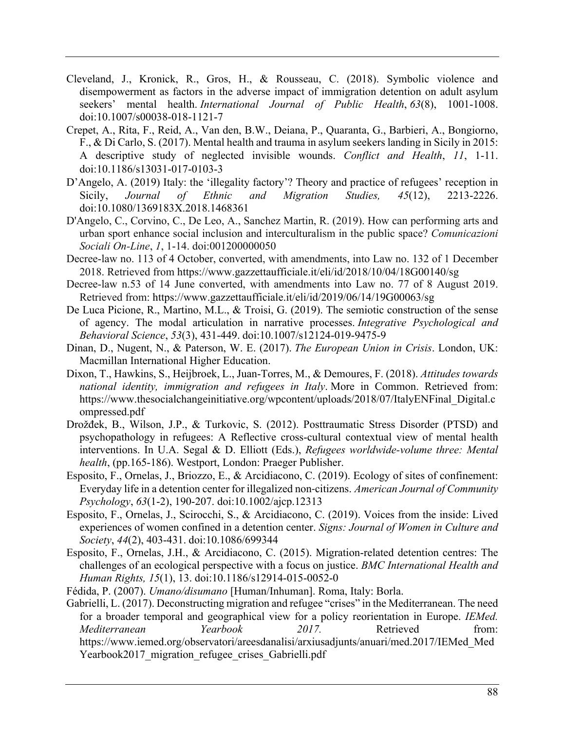Cleveland, J., Kronick, R., Gros, H., & Rousseau, C. (2018). Symbolic violence and disempowerment as factors in the adverse impact of immigration detention on adult asylum seekers' mental health. *International Journal of Public Health*, *63*(8), 1001-1008. doi:10.1007/s00038-018-1121-7

Crepet, A., Rita, F., Reid, A., Van den, B.W., Deiana, P., Quaranta, G., Barbieri, A., Bongiorno, F., & Di Carlo, S. (2017). Mental health and trauma in asylum seekers landing in Sicily in 2015: A descriptive study of neglected invisible wounds. *Conflict and Health*, *11*, 1-11. doi:10.1186/s13031-017-0103-3

D'Angelo, A. (2019) Italy: the 'illegality factory'? Theory and practice of refugees' reception in Sicily, *Journal of Ethnic and Migration Studies, 45*(12), 2213-2226. doi:10.1080/1369183X.2018.1468361

D'Angelo, C., Corvino, C., De Leo, A., Sanchez Martin, R. (2019). How can performing arts and urban sport enhance social inclusion and interculturalism in the public space? *Comunicazioni Sociali On-Line*, *1*, 1-14. doi:001200000050

Decree-law no. 113 of 4 October, converted, with amendments, into Law no. 132 of 1 December 2018. Retrieved from https://www.gazzettaufficiale.it/eli/id/2018/10/04/18G00140/sg

Decree-law n.53 of 14 June converted, with amendments into Law no. 77 of 8 August 2019. Retrieved from: https://www.gazzettaufficiale.it/eli/id/2019/06/14/19G00063/sg

De Luca Picione, R., Martino, M.L., & Troisi, G. (2019). The semiotic construction of the sense of agency. The modal articulation in narrative processes. *Integrative Psychological and Behavioral Science*, *53*(3), 431-449. doi:10.1007/s12124-019-9475-9

Dinan, D., Nugent, N., & Paterson, W. E. (2017). *The European Union in Crisis*. London, UK: Macmillan International Higher Education.

Dixon, T., Hawkins, S., Heijbroek, L., Juan-Torres, M., & Demoures, F. (2018). *Attitudes towards national identity, immigration and refugees in Italy*. More in Common. Retrieved from: https://www.thesocialchangeinitiative.org/wpcontent/uploads/2018/07/ItalyENFinal_Digital.compressed.pdf

Drožđek, B., Wilson, J.P., & Turkovic, S. (2012). Posttraumatic Stress Disorder (PTSD) and psychopathology in refugees: A Reflective cross-cultural contextual view of mental health interventions. In U.A. Segal & D. Elliott (Eds.), *Refugees worldwide-volume three: Mental health*, (pp.165-186). Westport, London: Praeger Publisher.

Esposito, F., Ornelas, J., Briozzo, E., & Arcidiacono, C. (2019). Ecology of sites of confinement: Everyday life in a detention center for illegalized non-citizens. *American Journal of Community Psychology*, *63*(1-2), 190-207. doi:10.1002/ajcp.12313

Esposito, F., Ornelas, J., Scirocchi, S., & Arcidiacono, C. (2019). Voices from the inside: Lived experiences of women confined in a detention center. *Signs: Journal of Women in Culture and Society*, *44*(2), 403-431. doi:10.1086/699344

Esposito, F., Ornelas, J.H., & Arcidiacono, C. (2015). Migration-related detention centres: The challenges of an ecological perspective with a focus on justice. *BMC International Health and Human Rights, 15*(1), 13. doi:10.1186/s12914-015-0052-0

Fédida, P. (2007). *Umano/disumano* [Human/Inhuman]. Roma, Italy: Borla.

Gabrielli, L. (2017). Deconstructing migration and refugee "crises" in the Mediterranean. The need for a broader temporal and geographical view for a policy reorientation in Europe. *IEMed. Mediterranean Yearbook 2017.* Retrieved from: https://www.iemed.org/observatori/areesdanalisi/arxiusadjunts/anuari/med.2017/IEMed_MedYearbook2017_migration_refugee_crises_Gabrielli.pdf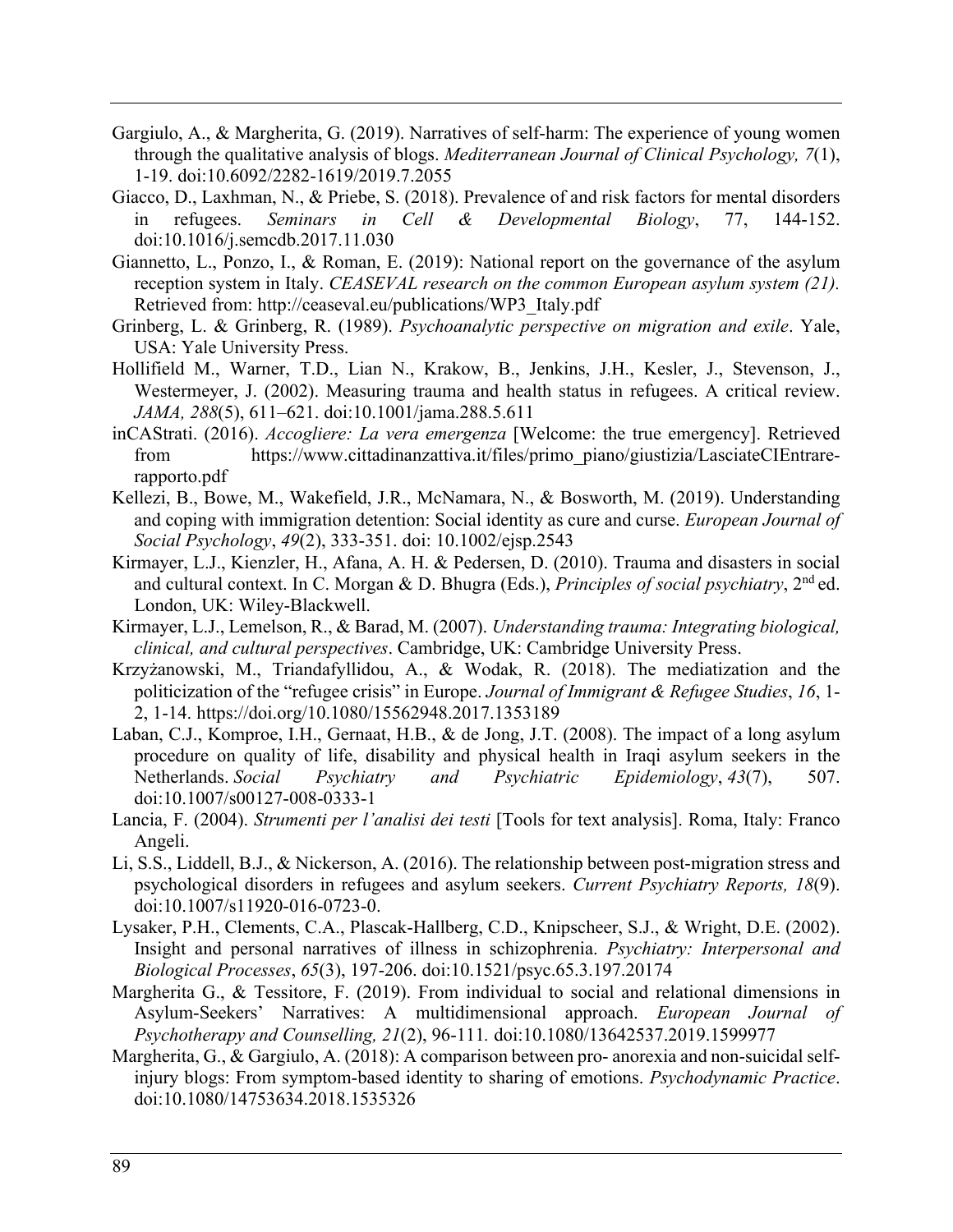Gargiulo, A., & Margherita, G. (2019). Narratives of self-harm: The experience of young women through the qualitative analysis of blogs. *Mediterranean Journal of Clinical Psychology, 7*(1), 1-19. doi:10.6092/2282-1619/2019.7.2055

Giacco, D., Laxhman, N., & Priebe, S. (2018). Prevalence of and risk factors for mental disorders in refugees. *Seminars in Cell & Developmental Biology*, 77, 144-152. doi:10.1016/j.semcdb.2017.11.030

Giannetto, L., Ponzo, I., & Roman, E. (2019): National report on the governance of the asylum reception system in Italy. *CEASEVAL research on the common European asylum system (21).* Retrieved from: http://ceaseval.eu/publications/WP3_Italy.pdf

Grinberg, L. & Grinberg, R. (1989). *Psychoanalytic perspective on migration and exile*. Yale, USA: Yale University Press.

Hollifield M., Warner, T.D., Lian N., Krakow, B., Jenkins, J.H., Kesler, J., Stevenson, J., Westermeyer, J. (2002). Measuring trauma and health status in refugees. A critical review. *JAMA, 288*(5), 611–621. doi:10.1001/jama.288.5.611

inCAStrati. (2016). *Accogliere: La vera emergenza* [Welcome: the true emergency]. Retrieved from https://www.cittadinanzattiva.it/files/primo_piano/giustizia/LasciateCIEntrare-rapporto.pdf

Kellezi, B., Bowe, M., Wakefield, J.R., McNamara, N., & Bosworth, M. (2019). Understanding and coping with immigration detention: Social identity as cure and curse. *European Journal of Social Psychology*, *49*(2), 333-351. doi: 10.1002/ejsp.2543

Kirmayer, L.J., Kienzler, H., Afana, A. H. & Pedersen, D. (2010). Trauma and disasters in social and cultural context. In C. Morgan & D. Bhugra (Eds.), *Principles of social psychiatry*, 2nd ed. London, UK: Wiley-Blackwell.

Kirmayer, L.J., Lemelson, R., & Barad, M. (2007). *Understanding trauma: Integrating biological, clinical, and cultural perspectives*. Cambridge, UK: Cambridge University Press.

Krzyżanowski, M., Triandafyllidou, A., & Wodak, R. (2018). The mediatization and the politicization of the "refugee crisis" in Europe. *Journal of Immigrant & Refugee Studies*, *16*, 1-2, 1-14. https://doi.org/10.1080/15562948.2017.1353189

Laban, C.J., Komproe, I.H., Gernaat, H.B., & de Jong, J.T. (2008). The impact of a long asylum procedure on quality of life, disability and physical health in Iraqi asylum seekers in the Netherlands. *Social Psychiatry and Psychiatric Epidemiology*, *43*(7), 507. doi:10.1007/s00127-008-0333-1

Lancia, F. (2004). *Strumenti per l'analisi dei testi* [Tools for text analysis]. Roma, Italy: Franco Angeli.

Li, S.S., Liddell, B.J., & Nickerson, A. (2016). The relationship between post-migration stress and psychological disorders in refugees and asylum seekers. *Current Psychiatry Reports, 18*(9). doi:10.1007/s11920-016-0723-0.

Lysaker, P.H., Clements, C.A., Plascak-Hallberg, C.D., Knipscheer, S.J., & Wright, D.E. (2002). Insight and personal narratives of illness in schizophrenia. *Psychiatry: Interpersonal and Biological Processes*, *65*(3), 197-206. doi:10.1521/psyc.65.3.197.20174

Margherita G., & Tessitore, F. (2019). From individual to social and relational dimensions in Asylum-Seekers' Narratives: A multidimensional approach. *European Journal of Psychotherapy and Counselling, 21*(2), 96-111. doi:10.1080/13642537.2019.1599977

Margherita, G., & Gargiulo, A. (2018): A comparison between pro- anorexia and non-suicidal self-injury blogs: From symptom-based identity to sharing of emotions. *Psychodynamic Practice*. doi:10.1080/14753634.2018.1535326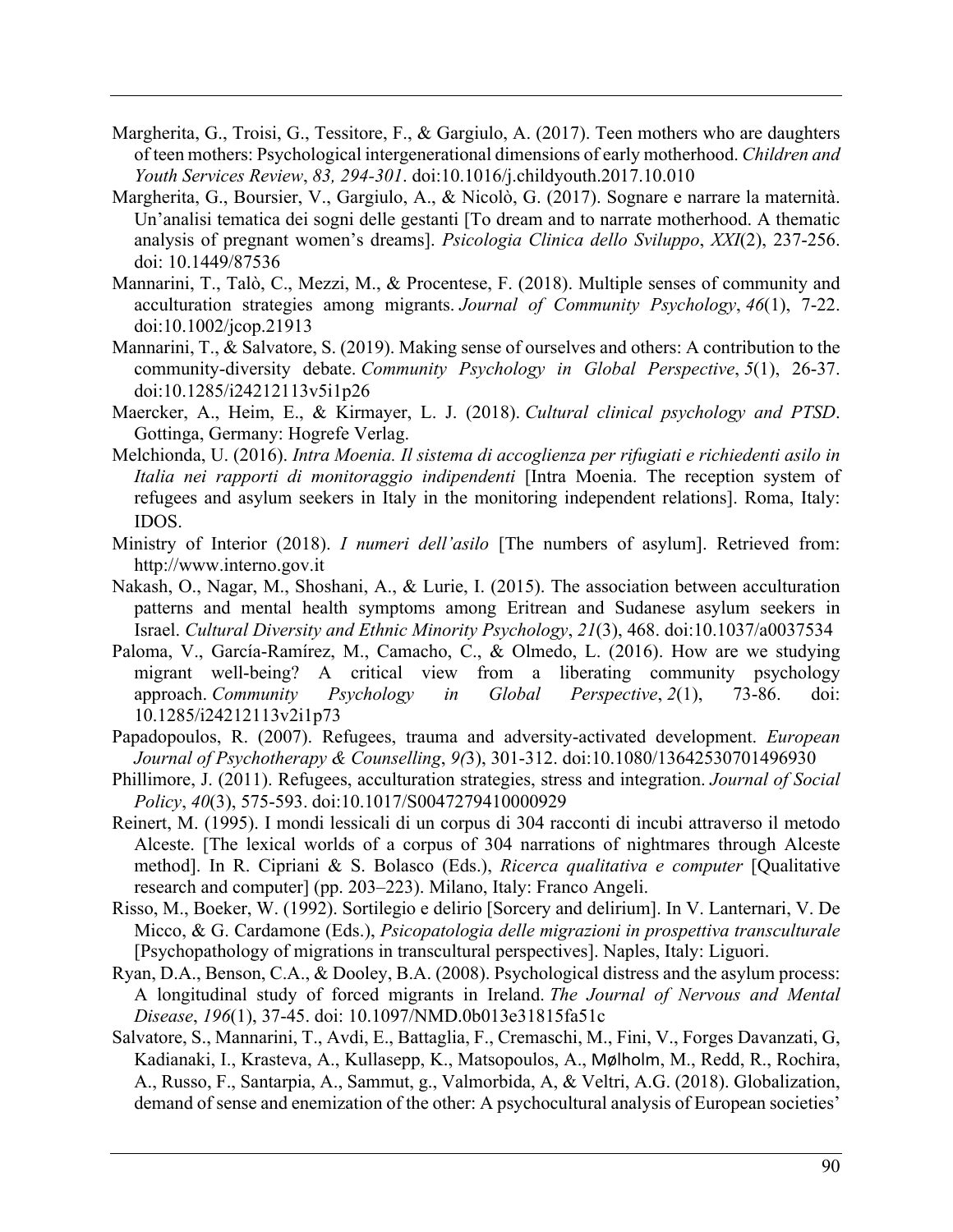Margherita, G., Troisi, G., Tessitore, F., & Gargiulo, A. (2017). Teen mothers who are daughters of teen mothers: Psychological intergenerational dimensions of early motherhood. *Children and Youth Services Review*, *83, 294-301*. doi:10.1016/j.childyouth.2017.10.010

Margherita, G., Boursier, V., Gargiulo, A., & Nicolò, G. (2017). Sognare e narrare la maternità. Un'analisi tematica dei sogni delle gestanti [To dream and to narrate motherhood. A thematic analysis of pregnant women's dreams]. *Psicologia Clinica dello Sviluppo*, *XXI*(2), 237-256. doi: 10.1449/87536

Mannarini, T., Talò, C., Mezzi, M., & Procentese, F. (2018). Multiple senses of community and acculturation strategies among migrants. *Journal of Community Psychology*, *46*(1), 7-22. doi:10.1002/jcop.21913

Mannarini, T., & Salvatore, S. (2019). Making sense of ourselves and others: A contribution to the community-diversity debate. *Community Psychology in Global Perspective*, *5*(1), 26-37. doi:10.1285/i24212113v5i1p26

Maercker, A., Heim, E., & Kirmayer, L. J. (2018). *Cultural clinical psychology and PTSD*. Gottinga, Germany: Hogrefe Verlag.

Melchionda, U. (2016). *Intra Moenia. Il sistema di accoglienza per rifugiati e richiedenti asilo in Italia nei rapporti di monitoraggio indipendenti* [Intra Moenia. The reception system of refugees and asylum seekers in Italy in the monitoring independent relations]. Roma, Italy: IDOS.

Ministry of Interior (2018). *I numeri dell'asilo* [The numbers of asylum]. Retrieved from: http://www.interno.gov.it

Nakash, O., Nagar, M., Shoshani, A., & Lurie, I. (2015). The association between acculturation patterns and mental health symptoms among Eritrean and Sudanese asylum seekers in Israel. *Cultural Diversity and Ethnic Minority Psychology*, *21*(3), 468. doi:10.1037/a0037534

Paloma, V., García-Ramírez, M., Camacho, C., & Olmedo, L. (2016). How are we studying migrant well-being? A critical view from a liberating community psychology approach. *Community Psychology in Global Perspective*, *2*(1), 73-86. doi: 10.1285/i24212113v2i1p73

Papadopoulos, R. (2007). Refugees, trauma and adversity-activated development. *European Journal of Psychotherapy & Counselling*, *9(*3), 301-312. doi:10.1080/13642530701496930

Phillimore, J. (2011). Refugees, acculturation strategies, stress and integration. *Journal of Social Policy*, *40*(3), 575-593. doi:10.1017/S0047279410000929

Reinert, M. (1995). I mondi lessicali di un corpus di 304 racconti di incubi attraverso il metodo Alceste. [The lexical worlds of a corpus of 304 narrations of nightmares through Alceste method]. In R. Cipriani & S. Bolasco (Eds.), *Ricerca qualitativa e computer* [Qualitative research and computer] (pp. 203–223). Milano, Italy: Franco Angeli.

Risso, M., Boeker, W. (1992). Sortilegio e delirio [Sorcery and delirium]. In V. Lanternari, V. De Micco, & G. Cardamone (Eds.), *Psicopatologia delle migrazioni in prospettiva transculturale* [Psychopathology of migrations in transcultural perspectives]. Naples, Italy: Liguori.

Ryan, D.A., Benson, C.A., & Dooley, B.A. (2008). Psychological distress and the asylum process: A longitudinal study of forced migrants in Ireland. *The Journal of Nervous and Mental Disease*, *196*(1), 37-45. doi: 10.1097/NMD.0b013e31815fa51c

Salvatore, S., Mannarini, T., Avdi, E., Battaglia, F., Cremaschi, M., Fini, V., Forges Davanzati, G, Kadianaki, I., Krasteva, A., Kullasepp, K., Matsopoulos, A., Mølholm, M., Redd, R., Rochira, A., Russo, F., Santarpia, A., Sammut, g., Valmorbida, A, & Veltri, A.G. (2018). Globalization, demand of sense and enemization of the other: A psychocultural analysis of European societies'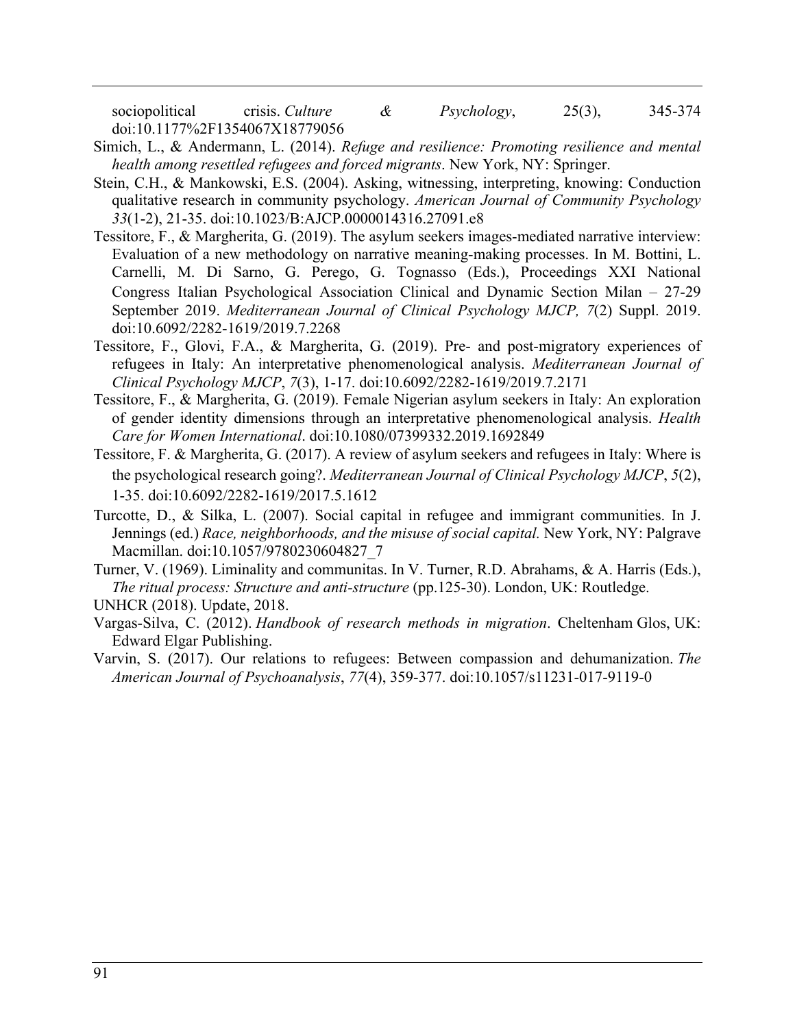sociopolitical crisis. *Culture & Psychology*, 25(3), 345-374 doi:10.1177%2F1354067X18779056

Simich, L., & Andermann, L. (2014). *Refuge and resilience: Promoting resilience and mental health among resettled refugees and forced migrants*. New York, NY: Springer.

Stein, C.H., & Mankowski, E.S. (2004). Asking, witnessing, interpreting, knowing: Conduction qualitative research in community psychology. *American Journal of Community Psychology 33*(1-2), 21-35. doi:10.1023/B:AJCP.0000014316.27091.e8

Tessitore, F., & Margherita, G. (2019). The asylum seekers images-mediated narrative interview: Evaluation of a new methodology on narrative meaning-making processes. In M. Bottini, L. Carnelli, M. Di Sarno, G. Perego, G. Tognasso (Eds.), Proceedings XXI National Congress Italian Psychological Association Clinical and Dynamic Section Milan – 27-29 September 2019. *Mediterranean Journal of Clinical Psychology MJCP, 7*(2) Suppl. 2019. doi:10.6092/2282-1619/2019.7.2268

Tessitore, F., Glovi, F.A., & Margherita, G. (2019). Pre- and post-migratory experiences of refugees in Italy: An interpretative phenomenological analysis. *Mediterranean Journal of Clinical Psychology MJCP*, *7*(3), 1-17. doi:10.6092/2282-1619/2019.7.2171

Tessitore, F., & Margherita, G. (2019). Female Nigerian asylum seekers in Italy: An exploration of gender identity dimensions through an interpretative phenomenological analysis. *Health Care for Women International*. doi:10.1080/07399332.2019.1692849

Tessitore, F. & Margherita, G. (2017). A review of asylum seekers and refugees in Italy: Where is the psychological research going?. *Mediterranean Journal of Clinical Psychology MJCP*, *5*(2), 1-35. doi:10.6092/2282-1619/2017.5.1612

Turcotte, D., & Silka, L. (2007). Social capital in refugee and immigrant communities. In J. Jennings (ed.) *Race, neighborhoods, and the misuse of social capital.* New York, NY: Palgrave Macmillan. doi:10.1057/9780230604827_7

Turner, V. (1969). Liminality and communitas. In V. Turner, R.D. Abrahams, & A. Harris (Eds.), *The ritual process: Structure and anti-structure* (pp.125-30). London, UK: Routledge.

UNHCR (2018). Update, 2018.

Vargas-Silva, C. (2012). *Handbook of research methods in migration*. Cheltenham Glos, UK: Edward Elgar Publishing.

Varvin, S. (2017). Our relations to refugees: Between compassion and dehumanization. *The American Journal of Psychoanalysis*, *77*(4), 359-377. doi:10.1057/s11231-017-9119-0